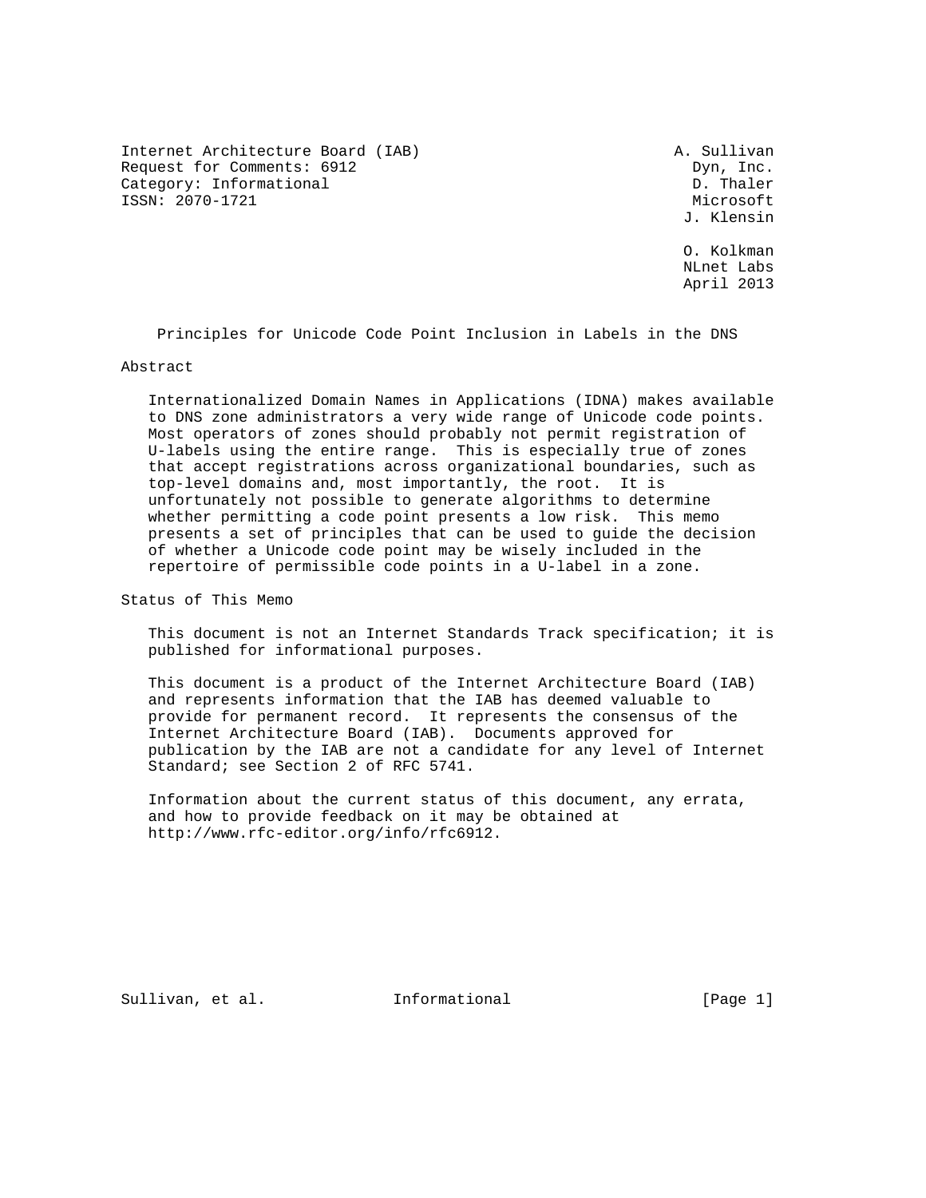Internet Architecture Board (IAB)  
Request for Comments: 6912  
Category: Informational  
ISSN: 2070-1721

A. Sullivan  
Dyn, Inc.  
D. Thaler  
Microsoft  
J. Klensin

O. Kolkman  
NLnet Labs  
April 2013

# Principles for Unicode Code Point Inclusion in Labels in the DNS

## Abstract

Internationalized Domain Names in Applications (IDNA) makes available to DNS zone administrators a very wide range of Unicode code points. Most operators of zones should probably not permit registration of U-labels using the entire range. This is especially true of zones that accept registrations across organizational boundaries, such as top-level domains and, most importantly, the root. It is unfortunately not possible to generate algorithms to determine whether permitting a code point presents a low risk. This memo presents a set of principles that can be used to guide the decision of whether a Unicode code point may be wisely included in the repertoire of permissible code points in a U-label in a zone.

## Status of This Memo

This document is not an Internet Standards Track specification; it is published for informational purposes.

This document is a product of the Internet Architecture Board (IAB) and represents information that the IAB has deemed valuable to provide for permanent record. It represents the consensus of the Internet Architecture Board (IAB). Documents approved for publication by the IAB are not a candidate for any level of Internet Standard; see Section 2 of RFC 5741.

Information about the current status of this document, any errata, and how to provide feedback on it may be obtained at http://www.rfc-editor.org/info/rfc6912.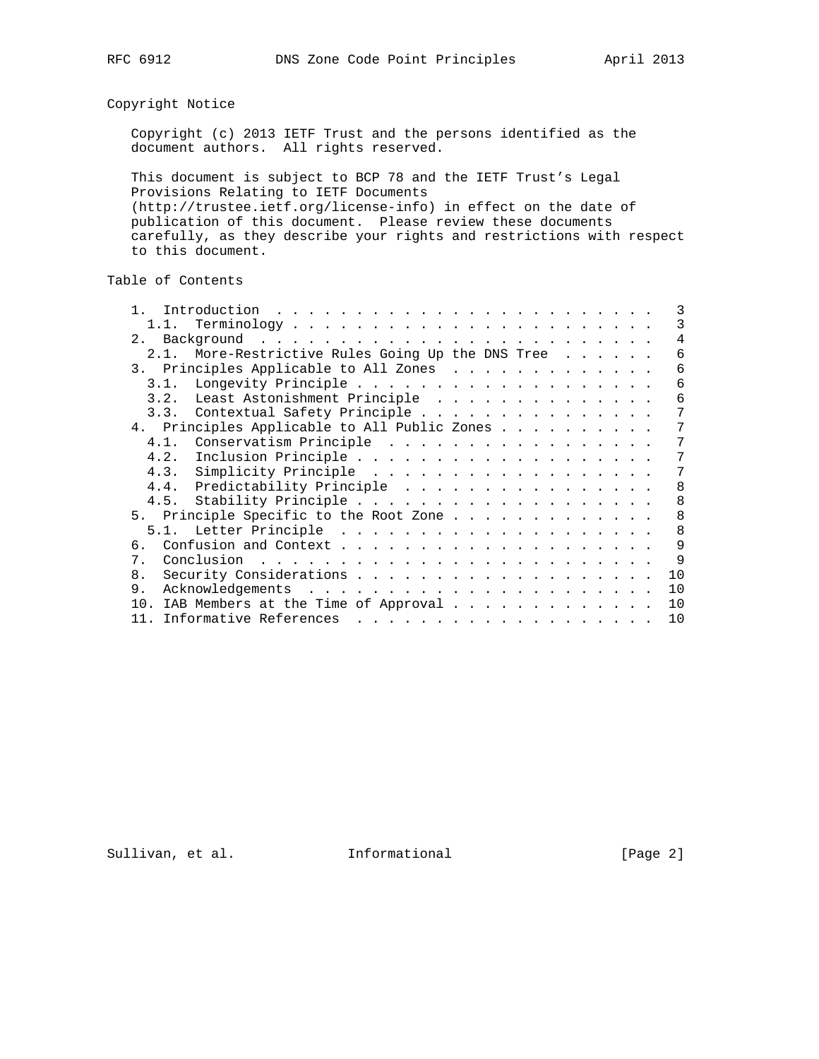## Copyright Notice

Copyright (c) 2013 IETF Trust and the persons identified as the document authors. All rights reserved.

This document is subject to BCP 78 and the IETF Trust's Legal Provisions Relating to IETF Documents (http://trustee.ietf.org/license-info) in effect on the date of publication of this document. Please review these documents carefully, as they describe your rights and restrictions with respect to this document.

## Table of Contents

```
   1.  Introduction . . . . . . . . . . . . . . . . . . . . . . . .   3
     1.1.  Terminology . . . . . . . . . . . . . . . . . . . . . . .   3
   2.  Background  . . . . . . . . . . . . . . . . . . . . . . . . .   4
     2.1.  More-Restrictive Rules Going Up the DNS Tree  . . . . . .   6
   3.  Principles Applicable to All Zones  . . . . . . . . . . . . .   6
     3.1.  Longevity Principle . . . . . . . . . . . . . . . . . . .   6
     3.2.  Least Astonishment Principle  . . . . . . . . . . . . . .   6
     3.3.  Contextual Safety Principle . . . . . . . . . . . . . . .   7
   4.  Principles Applicable to All Public Zones . . . . . . . . . .   7
     4.1.  Conservatism Principle  . . . . . . . . . . . . . . . . .   7
     4.2.  Inclusion Principle . . . . . . . . . . . . . . . . . . .   7
     4.3.  Simplicity Principle  . . . . . . . . . . . . . . . . . .   7
     4.4.  Predictability Principle  . . . . . . . . . . . . . . . .   8
     4.5.  Stability Principle . . . . . . . . . . . . . . . . . . .   8
   5.  Principle Specific to the Root Zone . . . . . . . . . . . . .   8
     5.1.  Letter Principle  . . . . . . . . . . . . . . . . . . . .   8
   6.  Confusion and Context . . . . . . . . . . . . . . . . . . . .   9
   7.  Conclusion  . . . . . . . . . . . . . . . . . . . . . . . . .   9
   8.  Security Considerations . . . . . . . . . . . . . . . . . . .  10
   9.  Acknowledgements  . . . . . . . . . . . . . . . . . . . . . .  10
   10. IAB Members at the Time of Approval . . . . . . . . . . . . .  10
   11. Informative References  . . . . . . . . . . . . . . . . . . .  10
```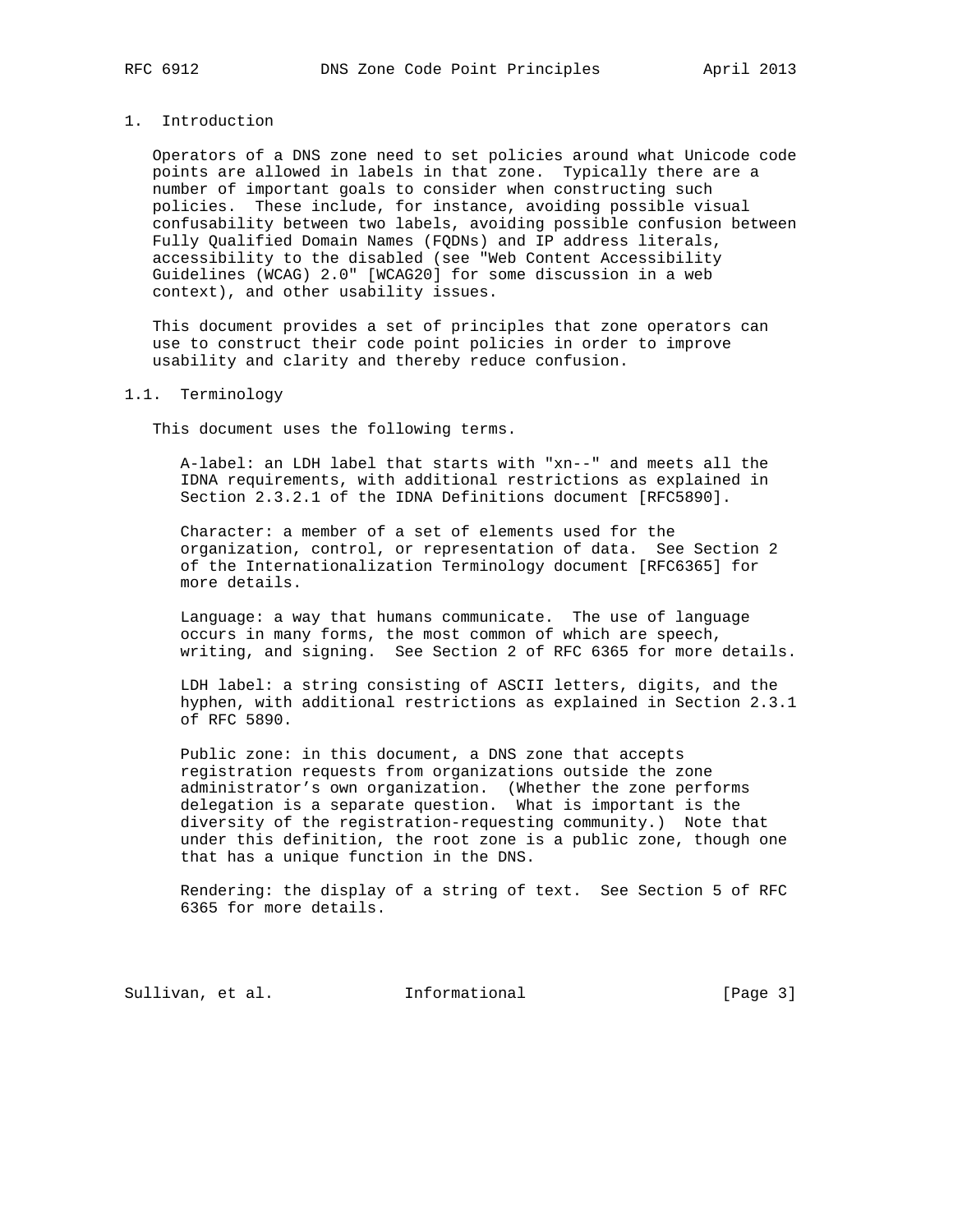# 1. Introduction

Operators of a DNS zone need to set policies around what Unicode code points are allowed in labels in that zone. Typically there are a number of important goals to consider when constructing such policies. These include, for instance, avoiding possible visual confusability between two labels, avoiding possible confusion between Fully Qualified Domain Names (FQDNs) and IP address literals, accessibility to the disabled (see "Web Content Accessibility Guidelines (WCAG) 2.0" [WCAG20] for some discussion in a web context), and other usability issues.

This document provides a set of principles that zone operators can use to construct their code point policies in order to improve usability and clarity and thereby reduce confusion.

## 1.1. Terminology

This document uses the following terms.

A-label: an LDH label that starts with "xn--" and meets all the IDNA requirements, with additional restrictions as explained in Section 2.3.2.1 of the IDNA Definitions document [RFC5890].

Character: a member of a set of elements used for the organization, control, or representation of data. See Section 2 of the Internationalization Terminology document [RFC6365] for more details.

Language: a way that humans communicate. The use of language occurs in many forms, the most common of which are speech, writing, and signing. See Section 2 of RFC 6365 for more details.

LDH label: a string consisting of ASCII letters, digits, and the hyphen, with additional restrictions as explained in Section 2.3.1 of RFC 5890.

Public zone: in this document, a DNS zone that accepts registration requests from organizations outside the zone administrator's own organization. (Whether the zone performs delegation is a separate question. What is important is the diversity of the registration-requesting community.) Note that under this definition, the root zone is a public zone, though one that has a unique function in the DNS.

Rendering: the display of a string of text. See Section 5 of RFC 6365 for more details.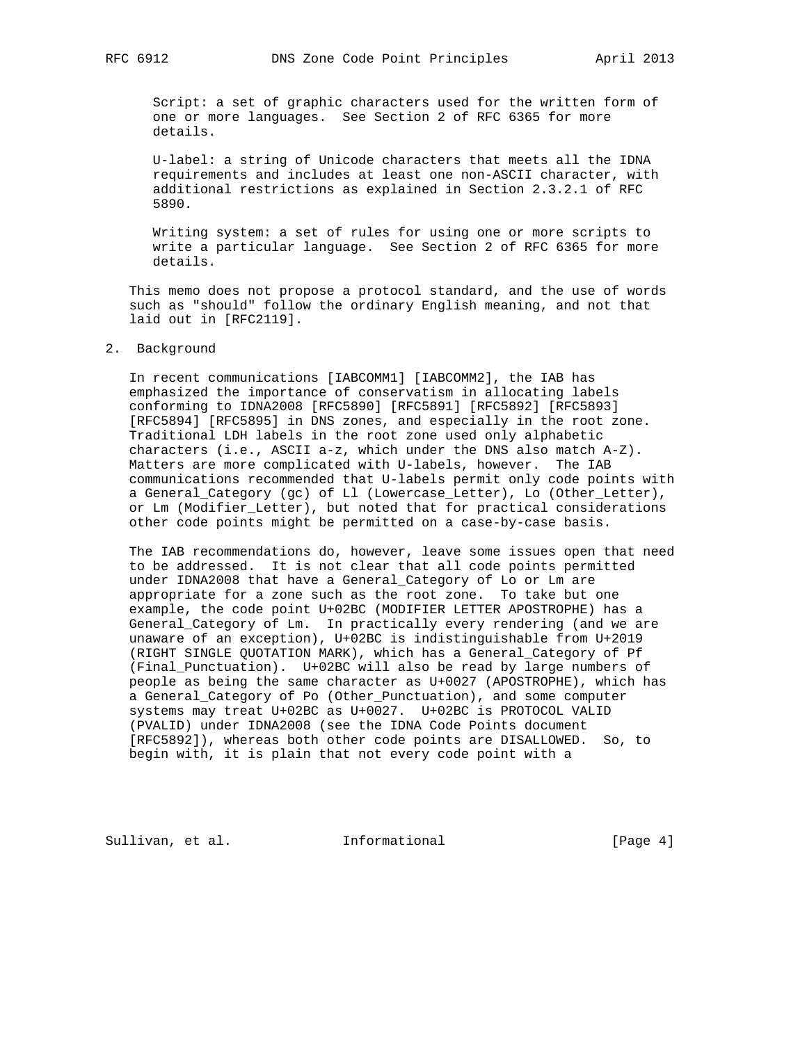Script: a set of graphic characters used for the written form of one or more languages. See Section 2 of RFC 6365 for more details.

U-label: a string of Unicode characters that meets all the IDNA requirements and includes at least one non-ASCII character, with additional restrictions as explained in Section 2.3.2.1 of RFC 5890.

Writing system: a set of rules for using one or more scripts to write a particular language. See Section 2 of RFC 6365 for more details.

This memo does not propose a protocol standard, and the use of words such as "should" follow the ordinary English meaning, and not that laid out in [RFC2119].

## 2. Background

In recent communications [IABCOMM1] [IABCOMM2], the IAB has emphasized the importance of conservatism in allocating labels conforming to IDNA2008 [RFC5890] [RFC5891] [RFC5892] [RFC5893] [RFC5894] [RFC5895] in DNS zones, and especially in the root zone. Traditional LDH labels in the root zone used only alphabetic characters (i.e., ASCII a-z, which under the DNS also match A-Z). Matters are more complicated with U-labels, however. The IAB communications recommended that U-labels permit only code points with a General_Category (gc) of Ll (Lowercase_Letter), Lo (Other_Letter), or Lm (Modifier_Letter), but noted that for practical considerations other code points might be permitted on a case-by-case basis.

The IAB recommendations do, however, leave some issues open that need to be addressed. It is not clear that all code points permitted under IDNA2008 that have a General_Category of Lo or Lm are appropriate for a zone such as the root zone. To take but one example, the code point U+02BC (MODIFIER LETTER APOSTROPHE) has a General_Category of Lm. In practically every rendering (and we are unaware of an exception), U+02BC is indistinguishable from U+2019 (RIGHT SINGLE QUOTATION MARK), which has a General_Category of Pf (Final_Punctuation). U+02BC will also be read by large numbers of people as being the same character as U+0027 (APOSTROPHE), which has a General_Category of Po (Other_Punctuation), and some computer systems may treat U+02BC as U+0027. U+02BC is PROTOCOL VALID (PVALID) under IDNA2008 (see the IDNA Code Points document [RFC5892]), whereas both other code points are DISALLOWED. So, to begin with, it is plain that not every code point with a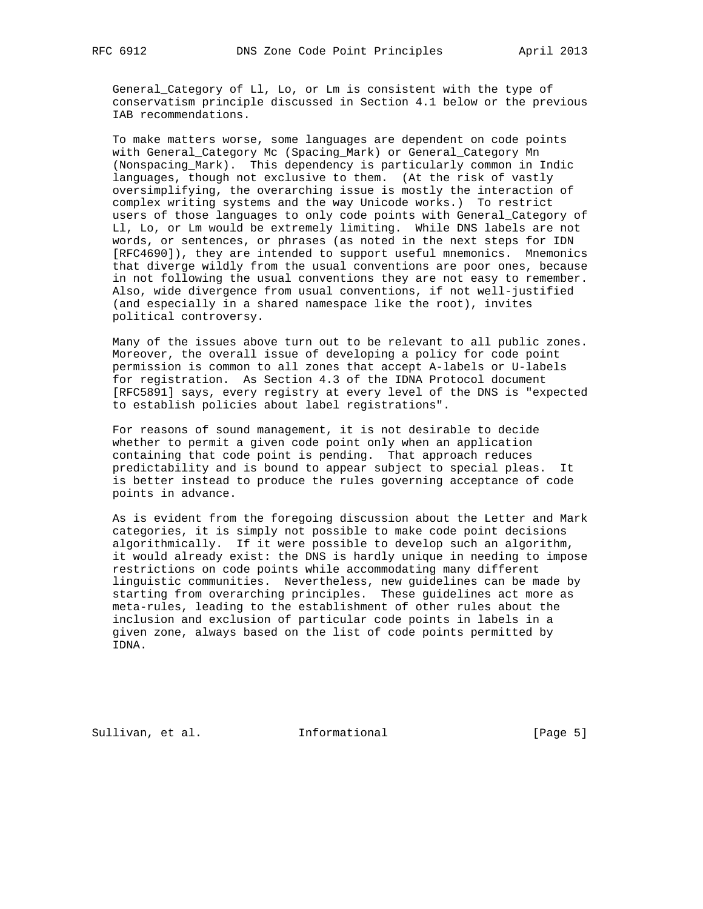General_Category of Ll, Lo, or Lm is consistent with the type of conservatism principle discussed in Section 4.1 below or the previous IAB recommendations.

To make matters worse, some languages are dependent on code points with General_Category Mc (Spacing_Mark) or General_Category Mn (Nonspacing_Mark). This dependency is particularly common in Indic languages, though not exclusive to them. (At the risk of vastly oversimplifying, the overarching issue is mostly the interaction of complex writing systems and the way Unicode works.) To restrict users of those languages to only code points with General_Category of Ll, Lo, or Lm would be extremely limiting. While DNS labels are not words, or sentences, or phrases (as noted in the next steps for IDN [RFC4690]), they are intended to support useful mnemonics. Mnemonics that diverge wildly from the usual conventions are poor ones, because in not following the usual conventions they are not easy to remember. Also, wide divergence from usual conventions, if not well-justified (and especially in a shared namespace like the root), invites political controversy.

Many of the issues above turn out to be relevant to all public zones. Moreover, the overall issue of developing a policy for code point permission is common to all zones that accept A-labels or U-labels for registration. As Section 4.3 of the IDNA Protocol document [RFC5891] says, every registry at every level of the DNS is "expected to establish policies about label registrations".

For reasons of sound management, it is not desirable to decide whether to permit a given code point only when an application containing that code point is pending. That approach reduces predictability and is bound to appear subject to special pleas. It is better instead to produce the rules governing acceptance of code points in advance.

As is evident from the foregoing discussion about the Letter and Mark categories, it is simply not possible to make code point decisions algorithmically. If it were possible to develop such an algorithm, it would already exist: the DNS is hardly unique in needing to impose restrictions on code points while accommodating many different linguistic communities. Nevertheless, new guidelines can be made by starting from overarching principles. These guidelines act more as meta-rules, leading to the establishment of other rules about the inclusion and exclusion of particular code points in labels in a given zone, always based on the list of code points permitted by IDNA.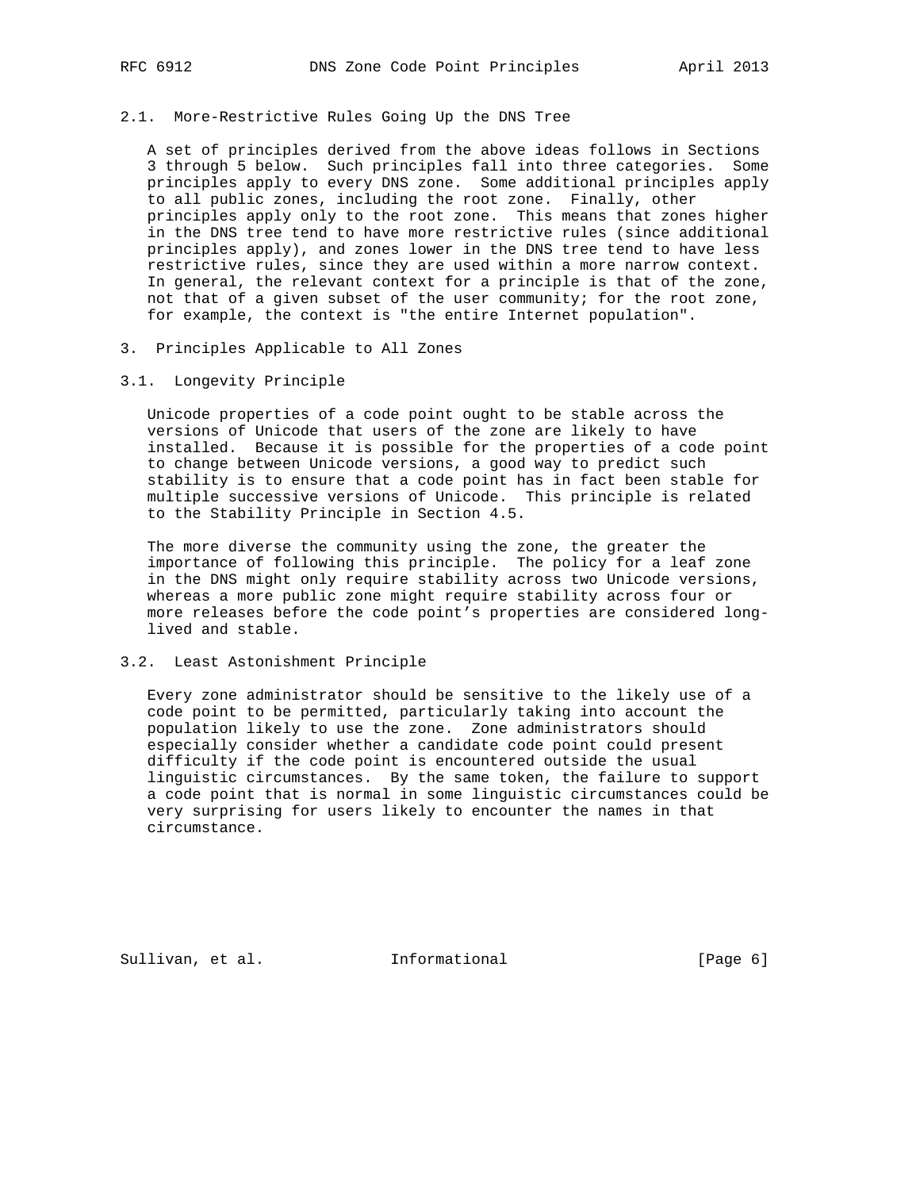### 2.1. More-Restrictive Rules Going Up the DNS Tree

A set of principles derived from the above ideas follows in Sections 3 through 5 below. Such principles fall into three categories. Some principles apply to every DNS zone. Some additional principles apply to all public zones, including the root zone. Finally, other principles apply only to the root zone. This means that zones higher in the DNS tree tend to have more restrictive rules (since additional principles apply), and zones lower in the DNS tree tend to have less restrictive rules, since they are used within a more narrow context. In general, the relevant context for a principle is that of the zone, not that of a given subset of the user community; for the root zone, for example, the context is "the entire Internet population".

## 3. Principles Applicable to All Zones

### 3.1. Longevity Principle

Unicode properties of a code point ought to be stable across the versions of Unicode that users of the zone are likely to have installed. Because it is possible for the properties of a code point to change between Unicode versions, a good way to predict such stability is to ensure that a code point has in fact been stable for multiple successive versions of Unicode. This principle is related to the Stability Principle in Section 4.5.

The more diverse the community using the zone, the greater the importance of following this principle. The policy for a leaf zone in the DNS might only require stability across two Unicode versions, whereas a more public zone might require stability across four or more releases before the code point's properties are considered long-lived and stable.

### 3.2. Least Astonishment Principle

Every zone administrator should be sensitive to the likely use of a code point to be permitted, particularly taking into account the population likely to use the zone. Zone administrators should especially consider whether a candidate code point could present difficulty if the code point is encountered outside the usual linguistic circumstances. By the same token, the failure to support a code point that is normal in some linguistic circumstances could be very surprising for users likely to encounter the names in that circumstance.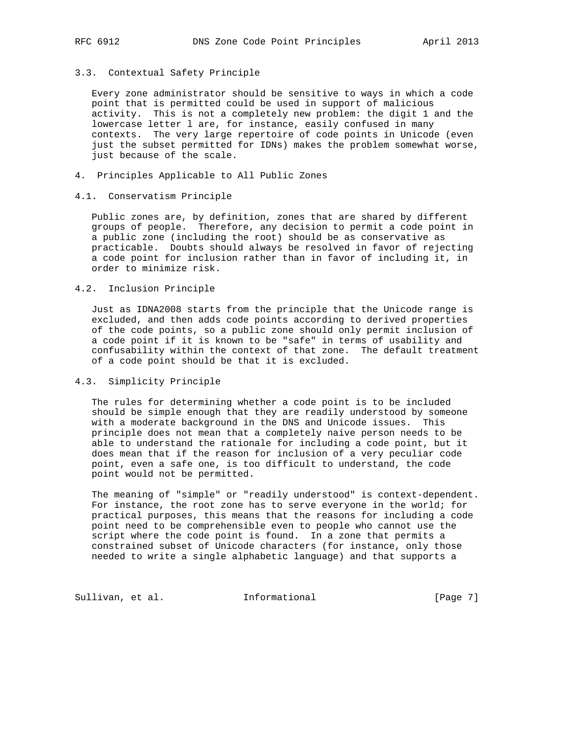### 3.3. Contextual Safety Principle

Every zone administrator should be sensitive to ways in which a code point that is permitted could be used in support of malicious activity. This is not a completely new problem: the digit 1 and the lowercase letter l are, for instance, easily confused in many contexts. The very large repertoire of code points in Unicode (even just the subset permitted for IDNs) makes the problem somewhat worse, just because of the scale.

## 4. Principles Applicable to All Public Zones

### 4.1. Conservatism Principle

Public zones are, by definition, zones that are shared by different groups of people. Therefore, any decision to permit a code point in a public zone (including the root) should be as conservative as practicable. Doubts should always be resolved in favor of rejecting a code point for inclusion rather than in favor of including it, in order to minimize risk.

### 4.2. Inclusion Principle

Just as IDNA2008 starts from the principle that the Unicode range is excluded, and then adds code points according to derived properties of the code points, so a public zone should only permit inclusion of a code point if it is known to be "safe" in terms of usability and confusability within the context of that zone. The default treatment of a code point should be that it is excluded.

### 4.3. Simplicity Principle

The rules for determining whether a code point is to be included should be simple enough that they are readily understood by someone with a moderate background in the DNS and Unicode issues. This principle does not mean that a completely naive person needs to be able to understand the rationale for including a code point, but it does mean that if the reason for inclusion of a very peculiar code point, even a safe one, is too difficult to understand, the code point would not be permitted.

The meaning of "simple" or "readily understood" is context-dependent. For instance, the root zone has to serve everyone in the world; for practical purposes, this means that the reasons for including a code point need to be comprehensible even to people who cannot use the script where the code point is found. In a zone that permits a constrained subset of Unicode characters (for instance, only those needed to write a single alphabetic language) and that supports a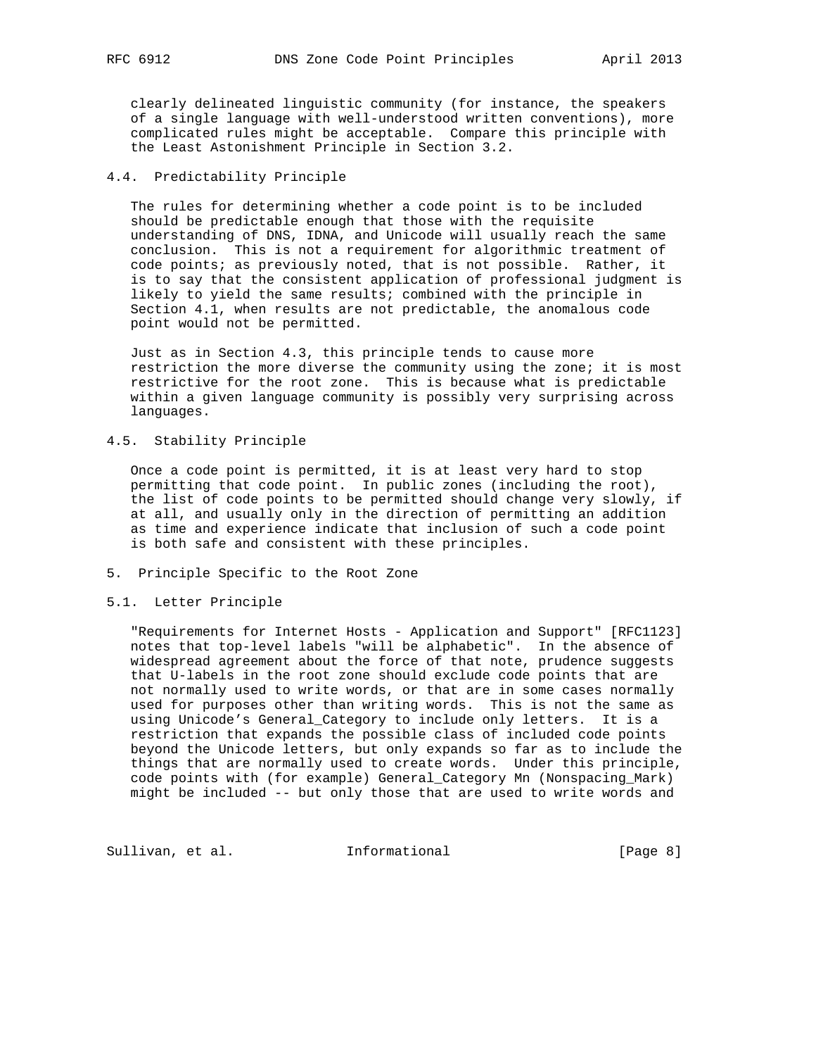clearly delineated linguistic community (for instance, the speakers of a single language with well-understood written conventions), more complicated rules might be acceptable. Compare this principle with the Least Astonishment Principle in Section 3.2.

### 4.4. Predictability Principle

The rules for determining whether a code point is to be included should be predictable enough that those with the requisite understanding of DNS, IDNA, and Unicode will usually reach the same conclusion. This is not a requirement for algorithmic treatment of code points; as previously noted, that is not possible. Rather, it is to say that the consistent application of professional judgment is likely to yield the same results; combined with the principle in Section 4.1, when results are not predictable, the anomalous code point would not be permitted.

Just as in Section 4.3, this principle tends to cause more restriction the more diverse the community using the zone; it is most restrictive for the root zone. This is because what is predictable within a given language community is possibly very surprising across languages.

### 4.5. Stability Principle

Once a code point is permitted, it is at least very hard to stop permitting that code point. In public zones (including the root), the list of code points to be permitted should change very slowly, if at all, and usually only in the direction of permitting an addition as time and experience indicate that inclusion of such a code point is both safe and consistent with these principles.

## 5. Principle Specific to the Root Zone

### 5.1. Letter Principle

"Requirements for Internet Hosts - Application and Support" [RFC1123] notes that top-level labels "will be alphabetic". In the absence of widespread agreement about the force of that note, prudence suggests that U-labels in the root zone should exclude code points that are not normally used to write words, or that are in some cases normally used for purposes other than writing words. This is not the same as using Unicode's General_Category to include only letters. It is a restriction that expands the possible class of included code points beyond the Unicode letters, but only expands so far as to include the things that are normally used to create words. Under this principle, code points with (for example) General_Category Mn (Nonspacing_Mark) might be included -- but only those that are used to write words and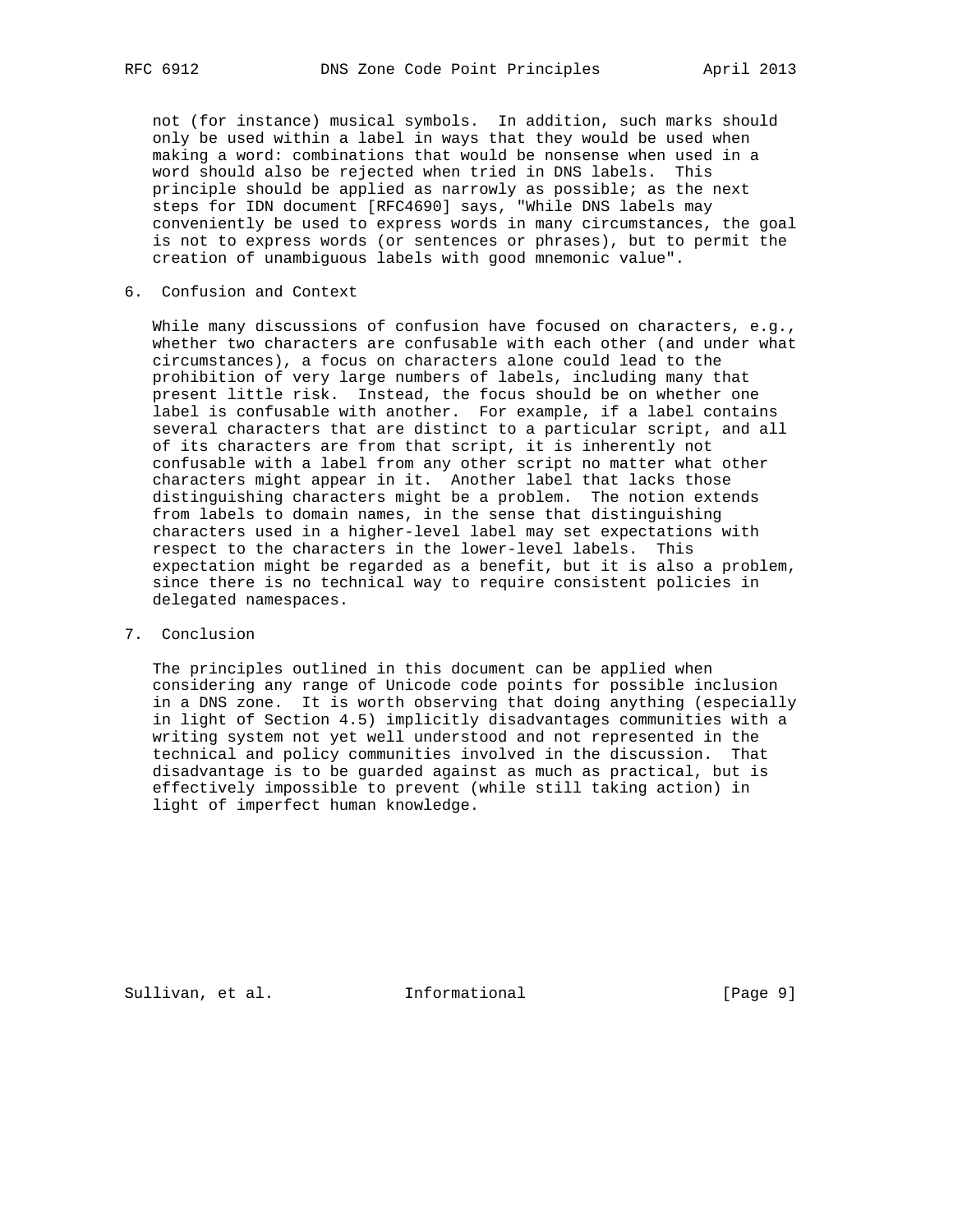not (for instance) musical symbols. In addition, such marks should only be used within a label in ways that they would be used when making a word: combinations that would be nonsense when used in a word should also be rejected when tried in DNS labels. This principle should be applied as narrowly as possible; as the next steps for IDN document [RFC4690] says, "While DNS labels may conveniently be used to express words in many circumstances, the goal is not to express words (or sentences or phrases), but to permit the creation of unambiguous labels with good mnemonic value".

## 6. Confusion and Context

While many discussions of confusion have focused on characters, e.g., whether two characters are confusable with each other (and under what circumstances), a focus on characters alone could lead to the prohibition of very large numbers of labels, including many that present little risk. Instead, the focus should be on whether one label is confusable with another. For example, if a label contains several characters that are distinct to a particular script, and all of its characters are from that script, it is inherently not confusable with a label from any other script no matter what other characters might appear in it. Another label that lacks those distinguishing characters might be a problem. The notion extends from labels to domain names, in the sense that distinguishing characters used in a higher-level label may set expectations with respect to the characters in the lower-level labels. This expectation might be regarded as a benefit, but it is also a problem, since there is no technical way to require consistent policies in delegated namespaces.

## 7. Conclusion

The principles outlined in this document can be applied when considering any range of Unicode code points for possible inclusion in a DNS zone. It is worth observing that doing anything (especially in light of Section 4.5) implicitly disadvantages communities with a writing system not yet well understood and not represented in the technical and policy communities involved in the discussion. That disadvantage is to be guarded against as much as practical, but is effectively impossible to prevent (while still taking action) in light of imperfect human knowledge.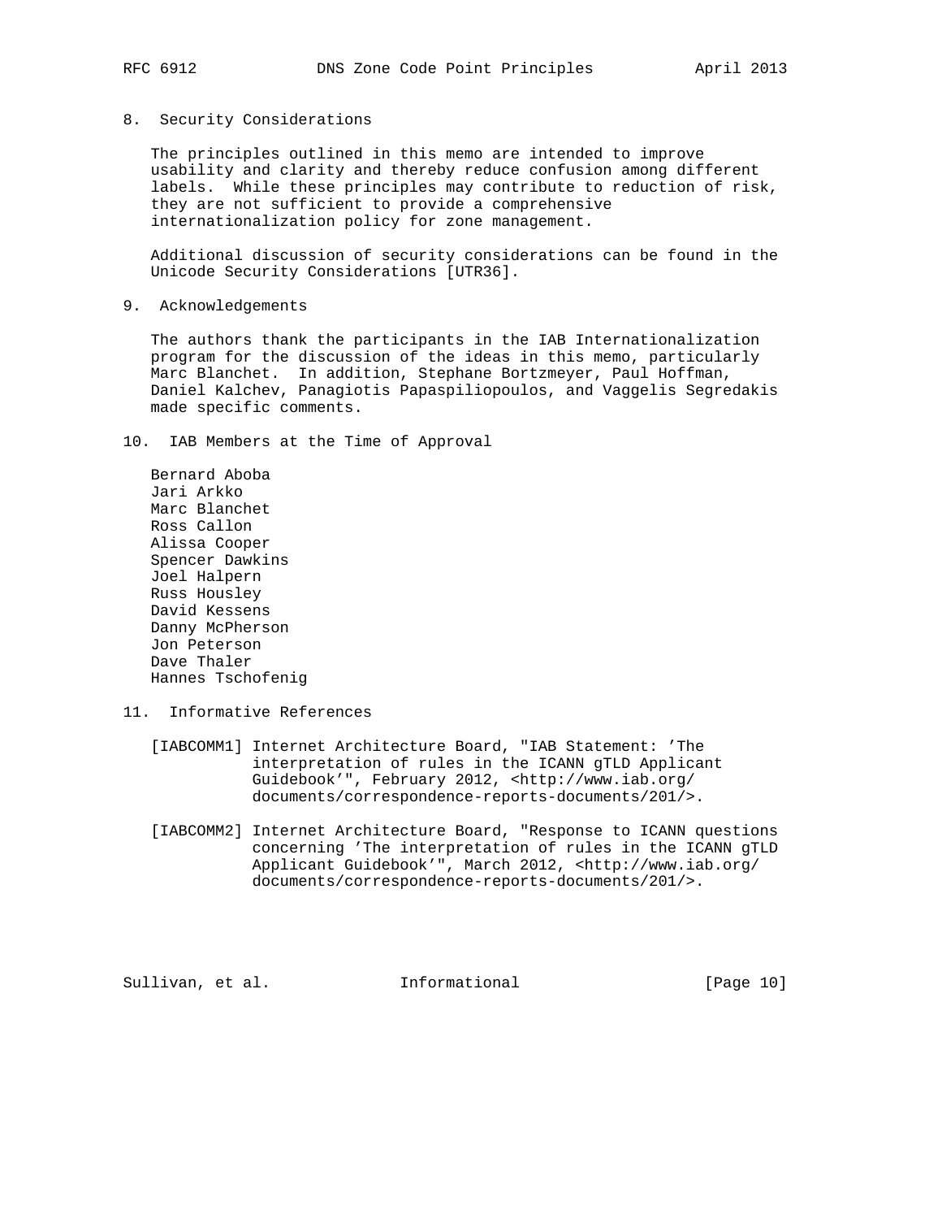## 8. Security Considerations

The principles outlined in this memo are intended to improve usability and clarity and thereby reduce confusion among different labels. While these principles may contribute to reduction of risk, they are not sufficient to provide a comprehensive internationalization policy for zone management.

Additional discussion of security considerations can be found in the Unicode Security Considerations [UTR36].

## 9. Acknowledgements

The authors thank the participants in the IAB Internationalization program for the discussion of the ideas in this memo, particularly Marc Blanchet. In addition, Stephane Bortzmeyer, Paul Hoffman, Daniel Kalchev, Panagiotis Papaspiliopoulos, and Vaggelis Segredakis made specific comments.

## 10. IAB Members at the Time of Approval

Bernard Aboba
Jari Arkko
Marc Blanchet
Ross Callon
Alissa Cooper
Spencer Dawkins
Joel Halpern
Russ Housley
David Kessens
Danny McPherson
Jon Peterson
Dave Thaler
Hannes Tschofenig

## 11. Informative References

[IABCOMM1] Internet Architecture Board, "IAB Statement: 'The interpretation of rules in the ICANN gTLD Applicant Guidebook'", February 2012, <http://www.iab.org/documents/correspondence-reports-documents/201/>.

[IABCOMM2] Internet Architecture Board, "Response to ICANN questions concerning 'The interpretation of rules in the ICANN gTLD Applicant Guidebook'", March 2012, <http://www.iab.org/documents/correspondence-reports-documents/201/>.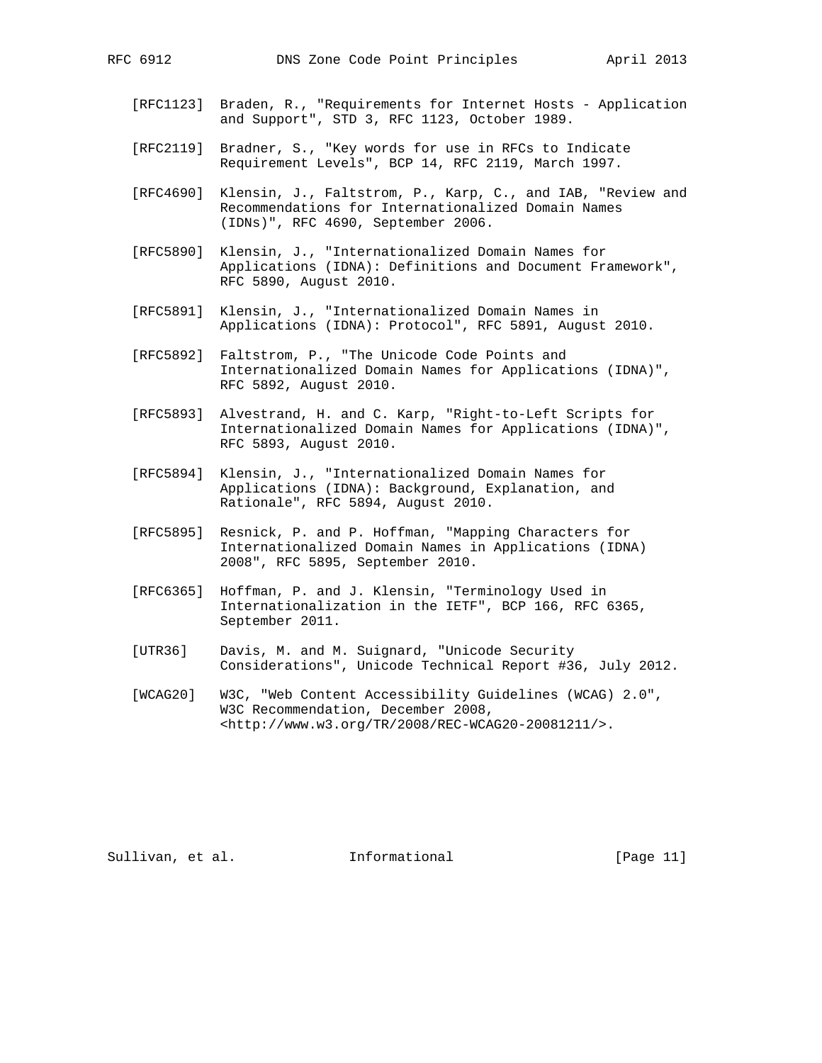[RFC1123] Braden, R., "Requirements for Internet Hosts - Application and Support", STD 3, RFC 1123, October 1989.

[RFC2119] Bradner, S., "Key words for use in RFCs to Indicate Requirement Levels", BCP 14, RFC 2119, March 1997.

[RFC4690] Klensin, J., Faltstrom, P., Karp, C., and IAB, "Review and Recommendations for Internationalized Domain Names (IDNs)", RFC 4690, September 2006.

[RFC5890] Klensin, J., "Internationalized Domain Names for Applications (IDNA): Definitions and Document Framework", RFC 5890, August 2010.

[RFC5891] Klensin, J., "Internationalized Domain Names in Applications (IDNA): Protocol", RFC 5891, August 2010.

[RFC5892] Faltstrom, P., "The Unicode Code Points and Internationalized Domain Names for Applications (IDNA)", RFC 5892, August 2010.

[RFC5893] Alvestrand, H. and C. Karp, "Right-to-Left Scripts for Internationalized Domain Names for Applications (IDNA)", RFC 5893, August 2010.

[RFC5894] Klensin, J., "Internationalized Domain Names for Applications (IDNA): Background, Explanation, and Rationale", RFC 5894, August 2010.

[RFC5895] Resnick, P. and P. Hoffman, "Mapping Characters for Internationalized Domain Names in Applications (IDNA) 2008", RFC 5895, September 2010.

[RFC6365] Hoffman, P. and J. Klensin, "Terminology Used in Internationalization in the IETF", BCP 166, RFC 6365, September 2011.

[UTR36] Davis, M. and M. Suignard, "Unicode Security Considerations", Unicode Technical Report #36, July 2012.

[WCAG20] W3C, "Web Content Accessibility Guidelines (WCAG) 2.0", W3C Recommendation, December 2008, <http://www.w3.org/TR/2008/REC-WCAG20-20081211/>.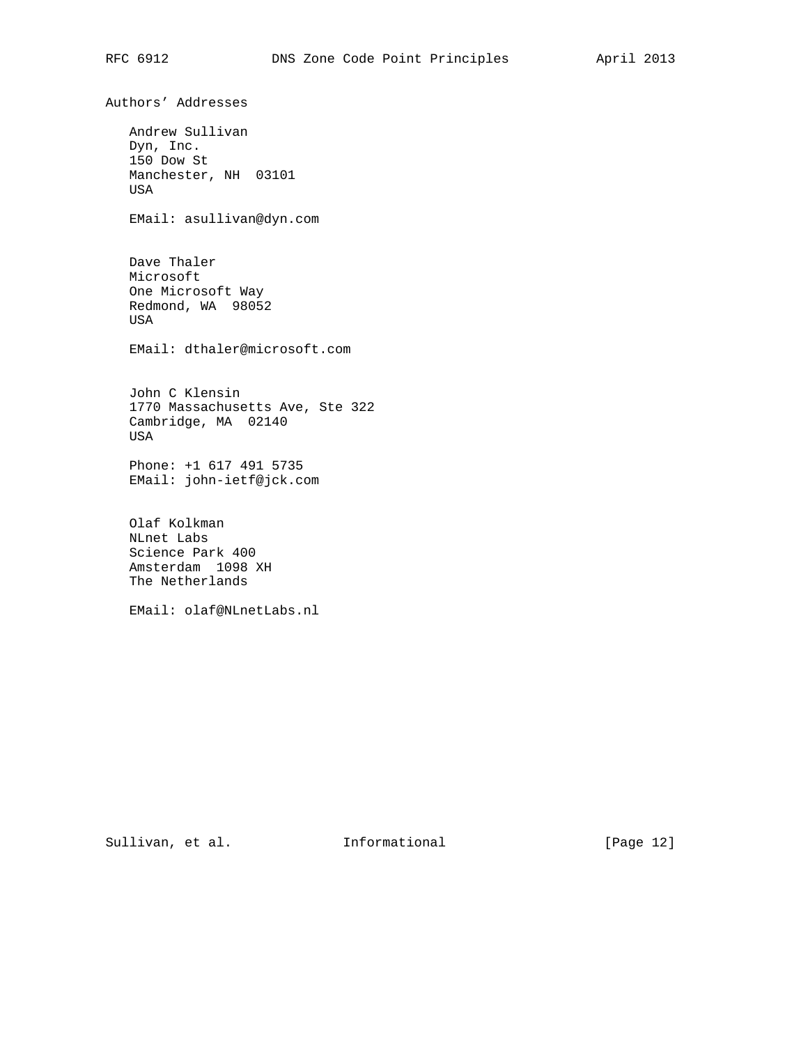## Authors' Addresses

Andrew Sullivan
Dyn, Inc.
150 Dow St
Manchester, NH  03101
USA

EMail: asullivan@dyn.com

Dave Thaler
Microsoft
One Microsoft Way
Redmond, WA  98052
USA

EMail: dthaler@microsoft.com

John C Klensin
1770 Massachusetts Ave, Ste 322
Cambridge, MA  02140
USA

Phone: +1 617 491 5735
EMail: john-ietf@jck.com

Olaf Kolkman
NLnet Labs
Science Park 400
Amsterdam  1098 XH
The Netherlands

EMail: olaf@NLnetLabs.nl